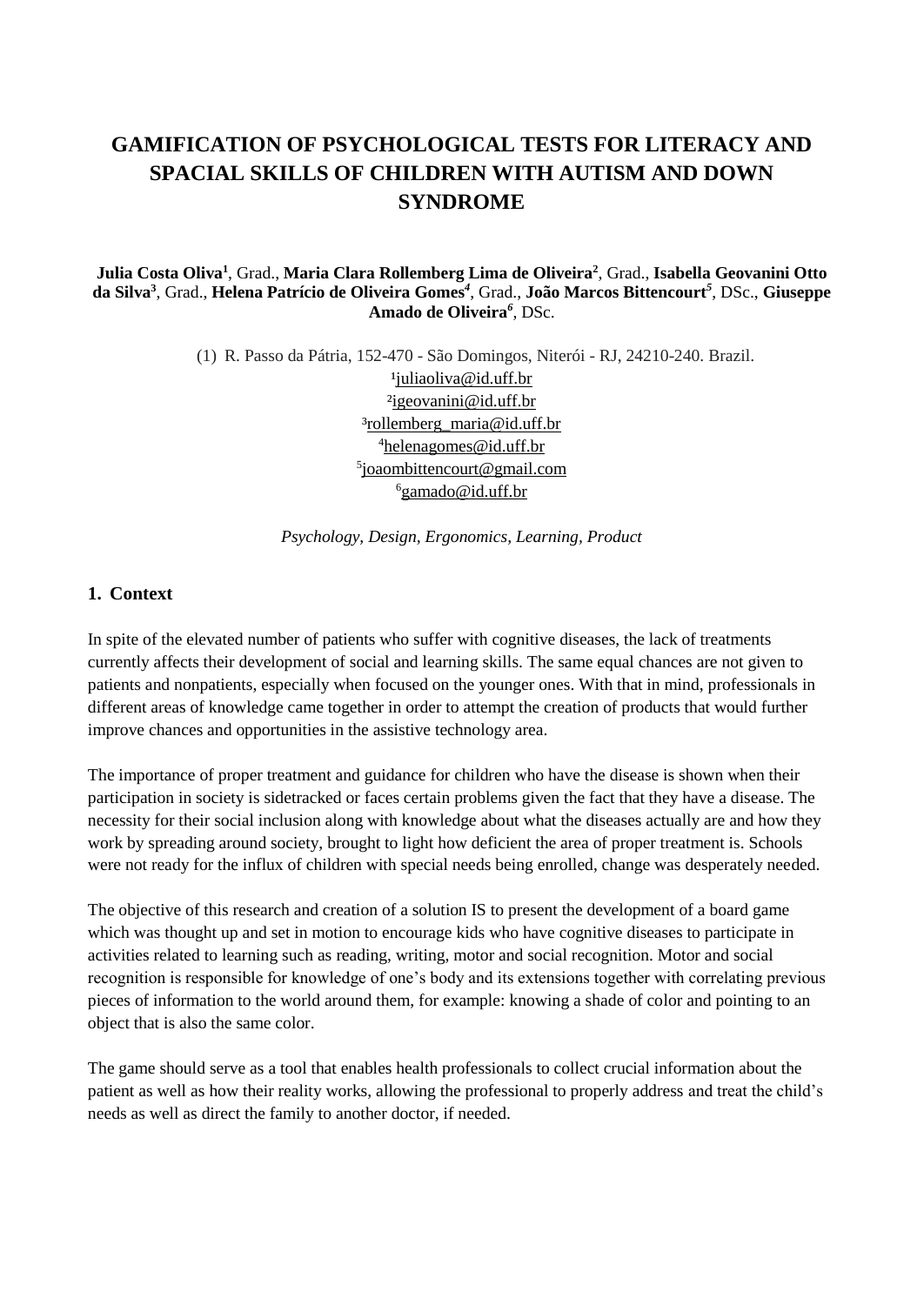# GAMIFICATION OF PSYCHOLOGICAL TESTS FOR LITERACY AND SPACIAL SKILLS OF CHILDREN WITH AUTISM AND DOWN SYNDROME

**Julia Costa Oliva**[1], Grad., **Maria Clara Rollemberg Lima de Oliveira**[2], Grad., **Isabella Geovanini Otto da Silva**[3], Grad., **Helena Patrício de Oliveira Gomes**[4], Grad., **João Marcos Bittencourt**[5], DSc., **Giuseppe Amado de Oliveira**[6], DSc.

(1) R. Passo da Pátria, 152-470 - São Domingos, Niterói - RJ, 24210-240. Brazil.
[1]juliaoliva@id.uff.br
[2]igeovanini@id.uff.br
[3]rollemberg_maria@id.uff.br
[4]helenagomes@id.uff.br
[5]joaombittencourt@gmail.com
[6]gamado@id.uff.br

*Psychology, Design, Ergonomics, Learning, Product*

## 1. Context

In spite of the elevated number of patients who suffer with cognitive diseases, the lack of treatments currently affects their development of social and learning skills. The same equal chances are not given to patients and nonpatients, especially when focused on the younger ones. With that in mind, professionals in different areas of knowledge came together in order to attempt the creation of products that would further improve chances and opportunities in the assistive technology area.

The importance of proper treatment and guidance for children who have the disease is shown when their participation in society is sidetracked or faces certain problems given the fact that they have a disease. The necessity for their social inclusion along with knowledge about what the diseases actually are and how they work by spreading around society, brought to light how deficient the area of proper treatment is. Schools were not ready for the influx of children with special needs being enrolled, change was desperately needed.

The objective of this research and creation of a solution IS to present the development of a board game which was thought up and set in motion to encourage kids who have cognitive diseases to participate in activities related to learning such as reading, writing, motor and social recognition. Motor and social recognition is responsible for knowledge of one's body and its extensions together with correlating previous pieces of information to the world around them, for example: knowing a shade of color and pointing to an object that is also the same color.

The game should serve as a tool that enables health professionals to collect crucial information about the patient as well as how their reality works, allowing the professional to properly address and treat the child's needs as well as direct the family to another doctor, if needed.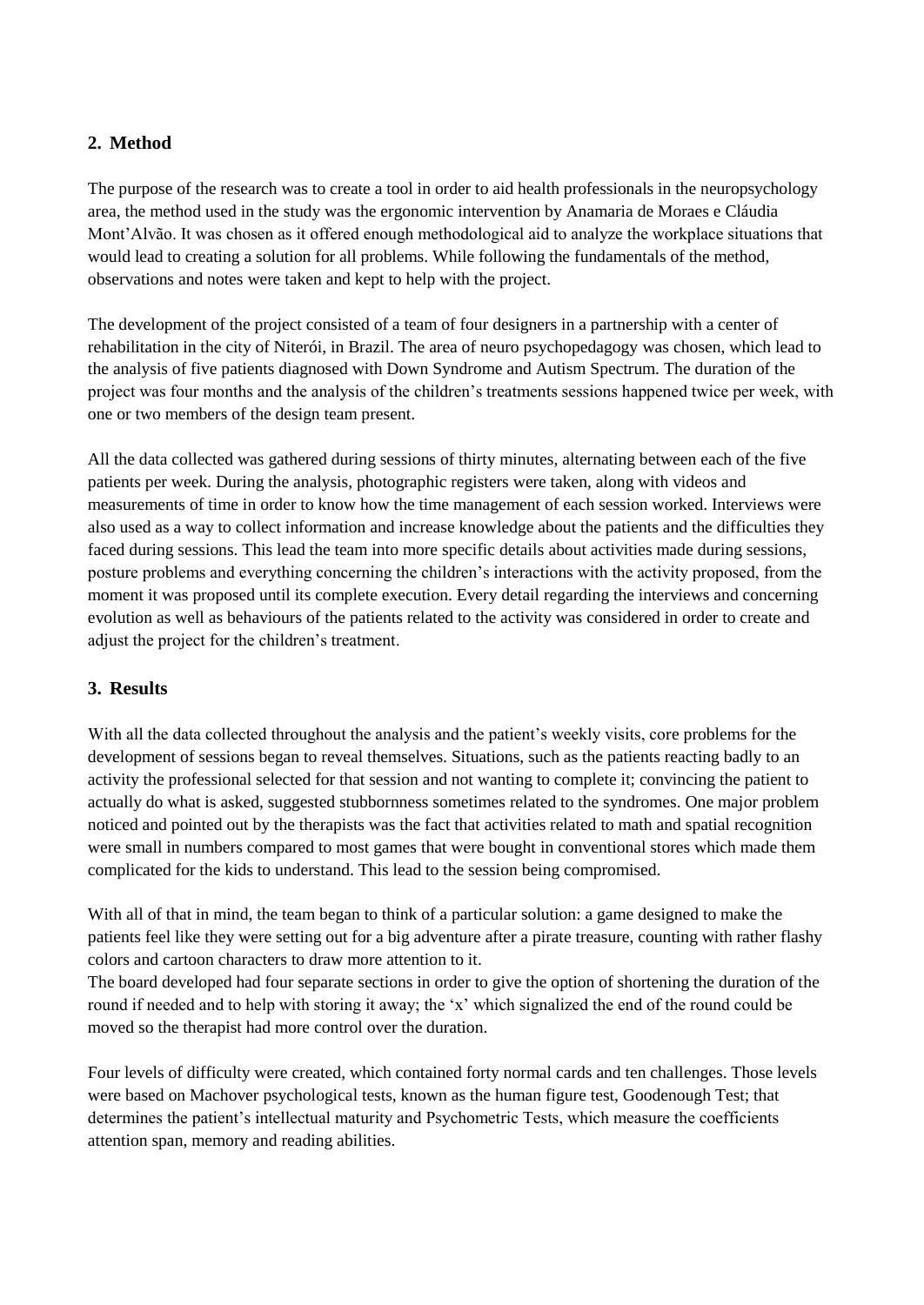## 2. Method

The purpose of the research was to create a tool in order to aid health professionals in the neuropsychology area, the method used in the study was the ergonomic intervention by Anamaria de Moraes e Cláudia Mont'Alvão. It was chosen as it offered enough methodological aid to analyze the workplace situations that would lead to creating a solution for all problems. While following the fundamentals of the method, observations and notes were taken and kept to help with the project.

The development of the project consisted of a team of four designers in a partnership with a center of rehabilitation in the city of Niterói, in Brazil. The area of neuro psychopedagogy was chosen, which lead to the analysis of five patients diagnosed with Down Syndrome and Autism Spectrum. The duration of the project was four months and the analysis of the children's treatments sessions happened twice per week, with one or two members of the design team present.

All the data collected was gathered during sessions of thirty minutes, alternating between each of the five patients per week. During the analysis, photographic registers were taken, along with videos and measurements of time in order to know how the time management of each session worked. Interviews were also used as a way to collect information and increase knowledge about the patients and the difficulties they faced during sessions. This lead the team into more specific details about activities made during sessions, posture problems and everything concerning the children's interactions with the activity proposed, from the moment it was proposed until its complete execution. Every detail regarding the interviews and concerning evolution as well as behaviours of the patients related to the activity was considered in order to create and adjust the project for the children's treatment.

## 3. Results

With all the data collected throughout the analysis and the patient's weekly visits, core problems for the development of sessions began to reveal themselves. Situations, such as the patients reacting badly to an activity the professional selected for that session and not wanting to complete it; convincing the patient to actually do what is asked, suggested stubbornness sometimes related to the syndromes. One major problem noticed and pointed out by the therapists was the fact that activities related to math and spatial recognition were small in numbers compared to most games that were bought in conventional stores which made them complicated for the kids to understand. This lead to the session being compromised.

With all of that in mind, the team began to think of a particular solution: a game designed to make the patients feel like they were setting out for a big adventure after a pirate treasure, counting with rather flashy colors and cartoon characters to draw more attention to it.
The board developed had four separate sections in order to give the option of shortening the duration of the round if needed and to help with storing it away; the 'x' which signalized the end of the round could be moved so the therapist had more control over the duration.

Four levels of difficulty were created, which contained forty normal cards and ten challenges. Those levels were based on Machover psychological tests, known as the human figure test, Goodenough Test; that determines the patient's intellectual maturity and Psychometric Tests, which measure the coefficients attention span, memory and reading abilities.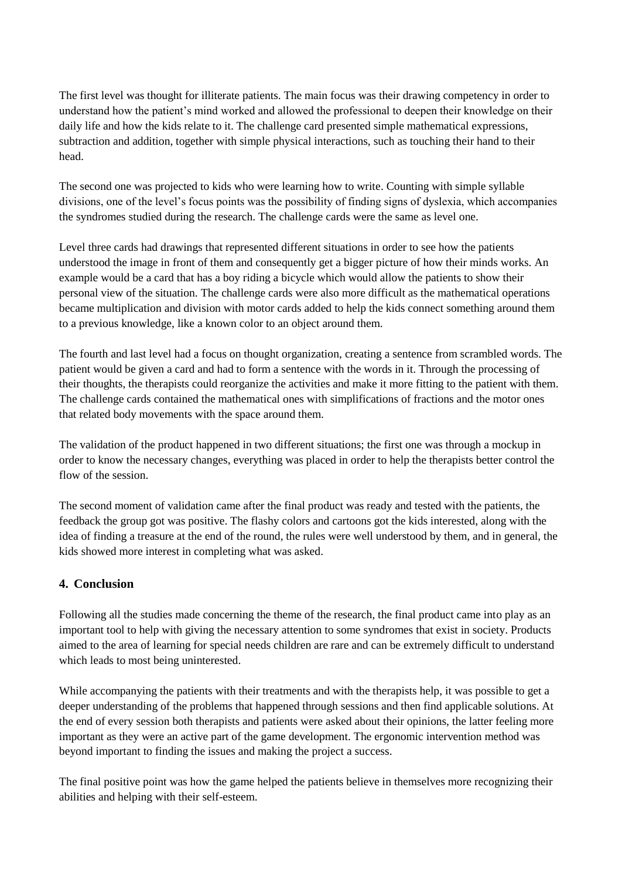The first level was thought for illiterate patients. The main focus was their drawing competency in order to understand how the patient's mind worked and allowed the professional to deepen their knowledge on their daily life and how the kids relate to it. The challenge card presented simple mathematical expressions, subtraction and addition, together with simple physical interactions, such as touching their hand to their head.

The second one was projected to kids who were learning how to write. Counting with simple syllable divisions, one of the level's focus points was the possibility of finding signs of dyslexia, which accompanies the syndromes studied during the research. The challenge cards were the same as level one.

Level three cards had drawings that represented different situations in order to see how the patients understood the image in front of them and consequently get a bigger picture of how their minds works. An example would be a card that has a boy riding a bicycle which would allow the patients to show their personal view of the situation. The challenge cards were also more difficult as the mathematical operations became multiplication and division with motor cards added to help the kids connect something around them to a previous knowledge, like a known color to an object around them.

The fourth and last level had a focus on thought organization, creating a sentence from scrambled words. The patient would be given a card and had to form a sentence with the words in it. Through the processing of their thoughts, the therapists could reorganize the activities and make it more fitting to the patient with them. The challenge cards contained the mathematical ones with simplifications of fractions and the motor ones that related body movements with the space around them.

The validation of the product happened in two different situations; the first one was through a mockup in order to know the necessary changes, everything was placed in order to help the therapists better control the flow of the session.

The second moment of validation came after the final product was ready and tested with the patients, the feedback the group got was positive. The flashy colors and cartoons got the kids interested, along with the idea of finding a treasure at the end of the round, the rules were well understood by them, and in general, the kids showed more interest in completing what was asked.

## 4. Conclusion

Following all the studies made concerning the theme of the research, the final product came into play as an important tool to help with giving the necessary attention to some syndromes that exist in society. Products aimed to the area of learning for special needs children are rare and can be extremely difficult to understand which leads to most being uninterested.

While accompanying the patients with their treatments and with the therapists help, it was possible to get a deeper understanding of the problems that happened through sessions and then find applicable solutions. At the end of every session both therapists and patients were asked about their opinions, the latter feeling more important as they were an active part of the game development. The ergonomic intervention method was beyond important to finding the issues and making the project a success.

The final positive point was how the game helped the patients believe in themselves more recognizing their abilities and helping with their self-esteem.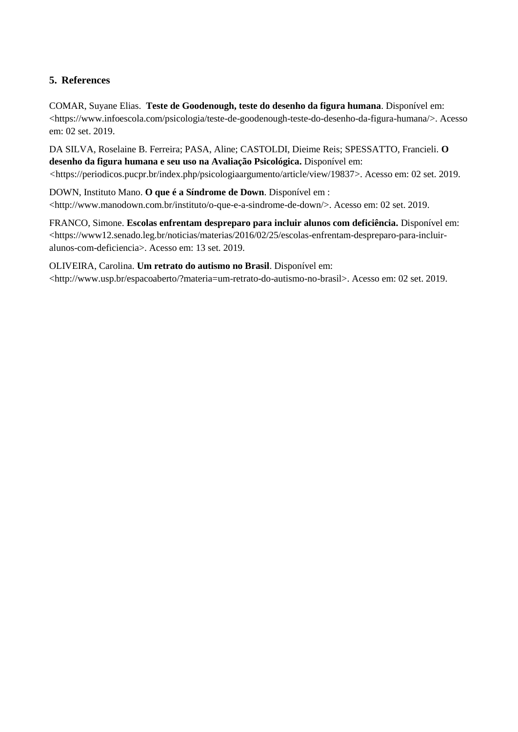## 5. References

COMAR, Suyane Elias. **Teste de Goodenough, teste do desenho da figura humana**. Disponível em: <https://www.infoescola.com/psicologia/teste-de-goodenough-teste-do-desenho-da-figura-humana/>. Acesso em: 02 set. 2019.

DA SILVA, Roselaine B. Ferreira; PASA, Aline; CASTOLDI, Dieime Reis; SPESSATTO, Francieli. **O desenho da figura humana e seu uso na Avaliação Psicológica.** Disponível em: <https://periodicos.pucpr.br/index.php/psicologiaargumento/article/view/19837>. Acesso em: 02 set. 2019.

DOWN, Instituto Mano. **O que é a Síndrome de Down**. Disponível em : <http://www.manodown.com.br/instituto/o-que-e-a-sindrome-de-down/>. Acesso em: 02 set. 2019.

FRANCO, Simone. **Escolas enfrentam despreparo para incluir alunos com deficiência.** Disponível em: <https://www12.senado.leg.br/noticias/materias/2016/02/25/escolas-enfrentam-despreparo-para-incluir-alunos-com-deficiencia>. Acesso em: 13 set. 2019.

OLIVEIRA, Carolina. **Um retrato do autismo no Brasil**. Disponível em: <http://www.usp.br/espacoaberto/?materia=um-retrato-do-autismo-no-brasil>. Acesso em: 02 set. 2019.